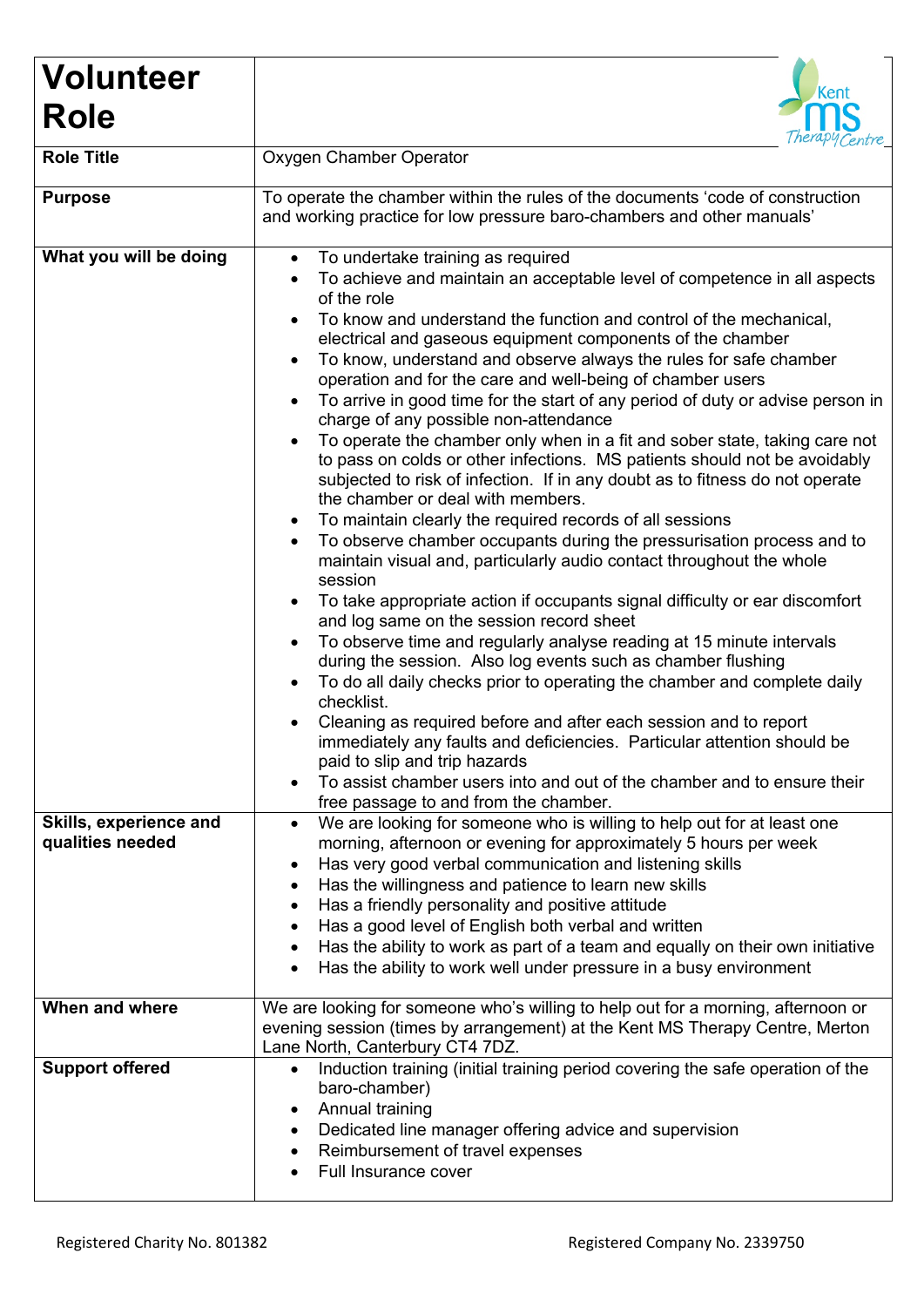| Volunteer Role | |
|---|---|
| **Role Title** | Oxygen Chamber Operator |
| **Purpose** | To operate the chamber within the rules of the documents 'code of construction and working practice for low pressure baro-chambers and other manuals' |
| **What you will be doing** | • To undertake training as required<br>• To achieve and maintain an acceptable level of competence in all aspects of the role<br>• To know and understand the function and control of the mechanical, electrical and gaseous equipment components of the chamber<br>• To know, understand and observe always the rules for safe chamber operation and for the care and well-being of chamber users<br>• To arrive in good time for the start of any period of duty or advise person in charge of any possible non-attendance<br>• To operate the chamber only when in a fit and sober state, taking care not to pass on colds or other infections. MS patients should not be avoidably subjected to risk of infection. If in any doubt as to fitness do not operate the chamber or deal with members.<br>• To maintain clearly the required records of all sessions<br>• To observe chamber occupants during the pressurisation process and to maintain visual and, particularly audio contact throughout the whole session<br>• To take appropriate action if occupants signal difficulty or ear discomfort and log same on the session record sheet<br>• To observe time and regularly analyse reading at 15 minute intervals during the session. Also log events such as chamber flushing<br>• To do all daily checks prior to operating the chamber and complete daily checklist.<br>• Cleaning as required before and after each session and to report immediately any faults and deficiencies. Particular attention should be paid to slip and trip hazards<br>• To assist chamber users into and out of the chamber and to ensure their free passage to and from the chamber. |
| **Skills, experience and qualities needed** | • We are looking for someone who is willing to help out for at least one morning, afternoon or evening for approximately 5 hours per week<br>• Has very good verbal communication and listening skills<br>• Has the willingness and patience to learn new skills<br>• Has a friendly personality and positive attitude<br>• Has a good level of English both verbal and written<br>• Has the ability to work as part of a team and equally on their own initiative<br>• Has the ability to work well under pressure in a busy environment |
| **When and where** | We are looking for someone who's willing to help out for a morning, afternoon or evening session (times by arrangement) at the Kent MS Therapy Centre, Merton Lane North, Canterbury CT4 7DZ. |
| **Support offered** | • Induction training (initial training period covering the safe operation of the baro-chamber)<br>• Annual training<br>• Dedicated line manager offering advice and supervision<br>• Reimbursement of travel expenses<br>• Full Insurance cover |

Registered Charity No. 801382 Registered Company No. 2339750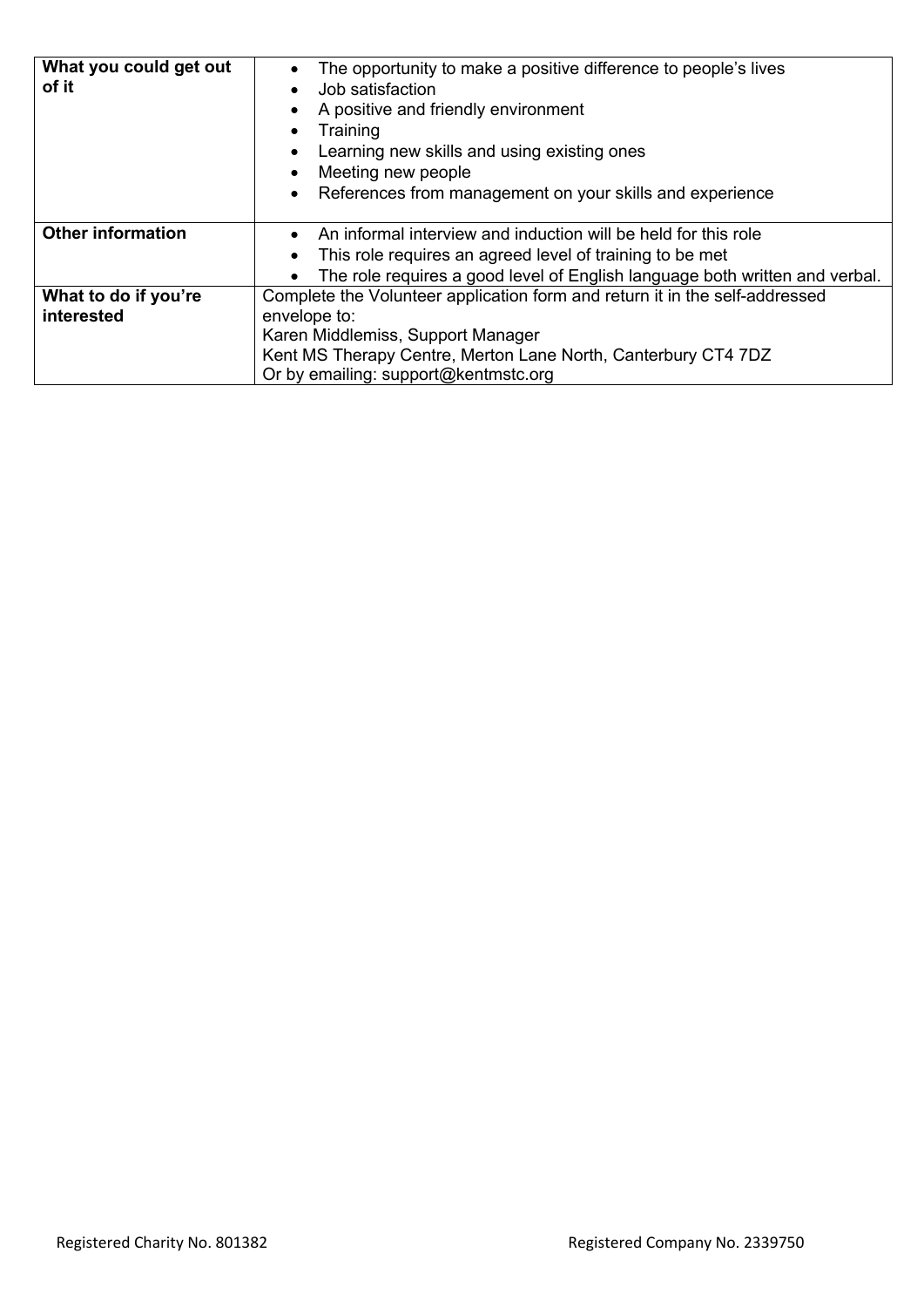| | |
|---|---|
| **What you could get out of it** | • The opportunity to make a positive difference to people's lives<br>• Job satisfaction<br>• A positive and friendly environment<br>• Training<br>• Learning new skills and using existing ones<br>• Meeting new people<br>• References from management on your skills and experience |
| **Other information** | • An informal interview and induction will be held for this role<br>• This role requires an agreed level of training to be met<br>• The role requires a good level of English language both written and verbal. |
| **What to do if you're interested** | Complete the Volunteer application form and return it in the self-addressed envelope to:<br>Karen Middlemiss, Support Manager<br>Kent MS Therapy Centre, Merton Lane North, Canterbury CT4 7DZ<br>Or by emailing: support@kentmstc.org |

Registered Charity No. 801382 Registered Company No. 2339750